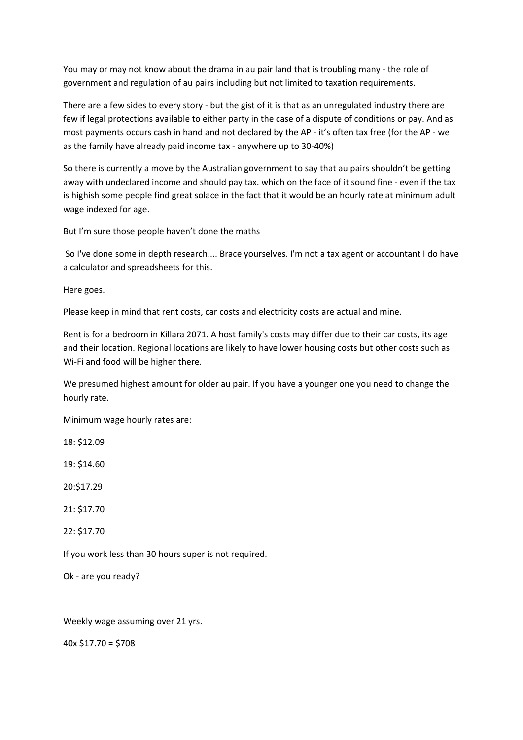You may or may not know about the drama in au pair land that is troubling many - the role of government and regulation of au pairs including but not limited to taxation requirements.

There are a few sides to every story - but the gist of it is that as an unregulated industry there are few if legal protections available to either party in the case of a dispute of conditions or pay. And as most payments occurs cash in hand and not declared by the AP - it's often tax free (for the AP - we as the family have already paid income tax - anywhere up to 30-40%)

So there is currently a move by the Australian government to say that au pairs shouldn't be getting away with undeclared income and should pay tax. which on the face of it sound fine - even if the tax is highish some people find great solace in the fact that it would be an hourly rate at minimum adult wage indexed for age.

But I'm sure those people haven't done the maths

So I've done some in depth research.... Brace yourselves. I'm not a tax agent or accountant I do have a calculator and spreadsheets for this.

Here goes.

Please keep in mind that rent costs, car costs and electricity costs are actual and mine.

Rent is for a bedroom in Killara 2071. A host family's costs may differ due to their car costs, its age and their location. Regional locations are likely to have lower housing costs but other costs such as Wi-Fi and food will be higher there.

We presumed highest amount for older au pair. If you have a younger one you need to change the hourly rate.

Minimum wage hourly rates are:

18: $12.09

19: $14.60

20:$17.29

21: $17.70

22: $17.70

If you work less than 30 hours super is not required.

Ok - are you ready?

Weekly wage assuming over 21 yrs.

40x $17.70 = $708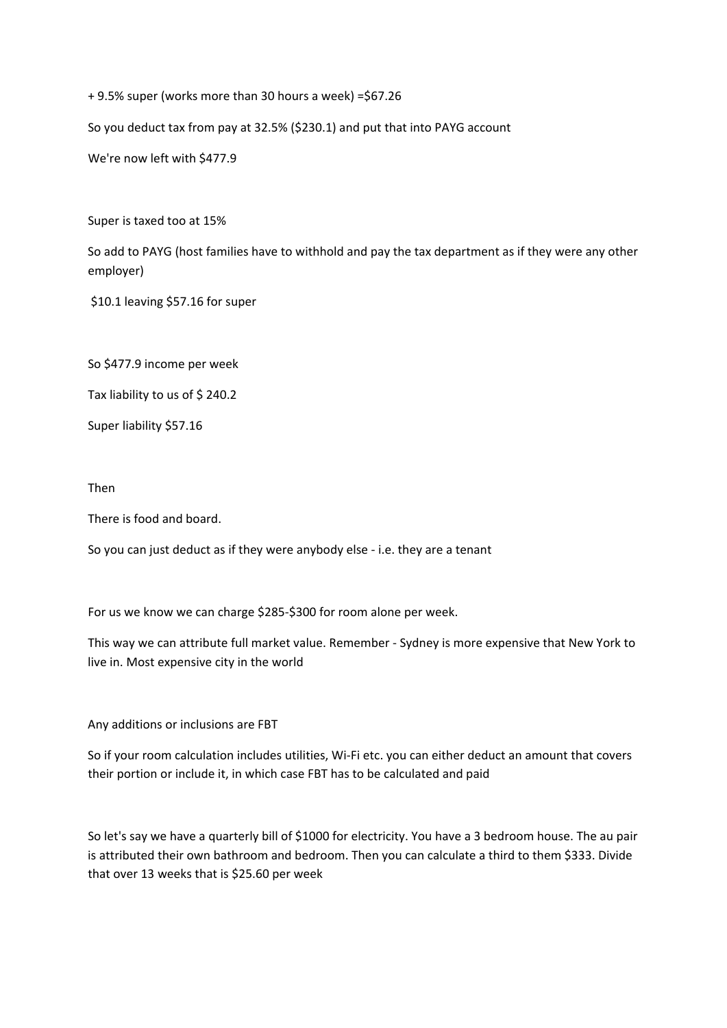+ 9.5% super (works more than 30 hours a week) =$67.26

So you deduct tax from pay at 32.5% ($230.1) and put that into PAYG account

We're now left with $477.9

Super is taxed too at 15%

So add to PAYG (host families have to withhold and pay the tax department as if they were any other employer)

$10.1 leaving $57.16 for super

So $477.9 income per week

Tax liability to us of $ 240.2

Super liability $57.16

Then

There is food and board.

So you can just deduct as if they were anybody else - i.e. they are a tenant

For us we know we can charge $285-$300 for room alone per week.

This way we can attribute full market value. Remember - Sydney is more expensive that New York to live in. Most expensive city in the world

Any additions or inclusions are FBT

So if your room calculation includes utilities, Wi-Fi etc. you can either deduct an amount that covers their portion or include it, in which case FBT has to be calculated and paid

So let's say we have a quarterly bill of $1000 for electricity. You have a 3 bedroom house. The au pair is attributed their own bathroom and bedroom. Then you can calculate a third to them $333. Divide that over 13 weeks that is $25.60 per week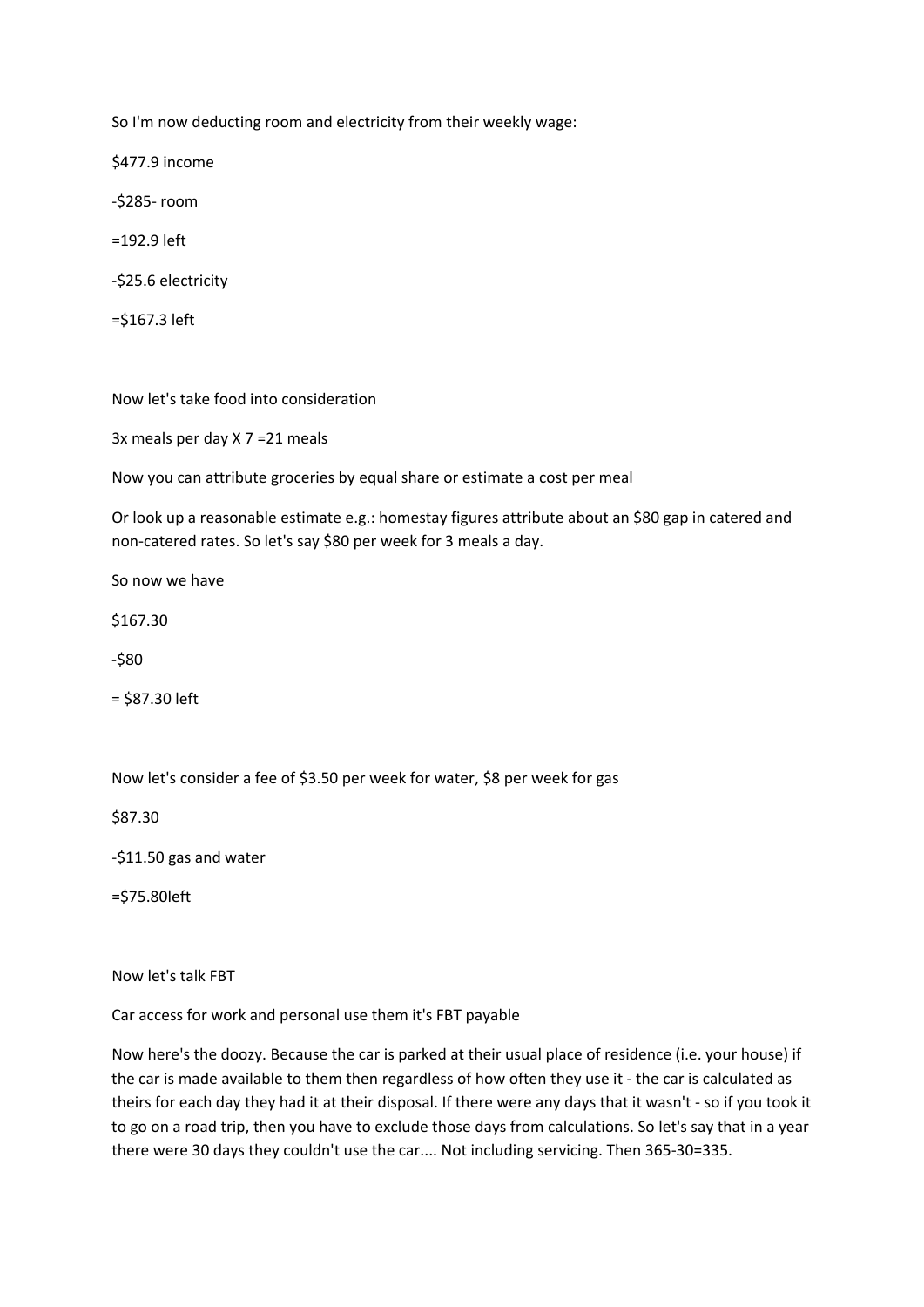So I'm now deducting room and electricity from their weekly wage:

$477.9 income

-$285- room

=192.9 left

-$25.6 electricity

=$167.3 left

Now let's take food into consideration

3x meals per day X 7 =21 meals

Now you can attribute groceries by equal share or estimate a cost per meal

Or look up a reasonable estimate e.g.: homestay figures attribute about an $80 gap in catered and non-catered rates. So let's say $80 per week for 3 meals a day.

So now we have

$167.30

-$80

= $87.30 left

Now let's consider a fee of $3.50 per week for water, $8 per week for gas

$87.30

-$11.50 gas and water

=$75.80left

Now let's talk FBT

Car access for work and personal use them it's FBT payable

Now here's the doozy. Because the car is parked at their usual place of residence (i.e. your house) if the car is made available to them then regardless of how often they use it - the car is calculated as theirs for each day they had it at their disposal. If there were any days that it wasn't - so if you took it to go on a road trip, then you have to exclude those days from calculations. So let's say that in a year there were 30 days they couldn't use the car.... Not including servicing. Then 365-30=335.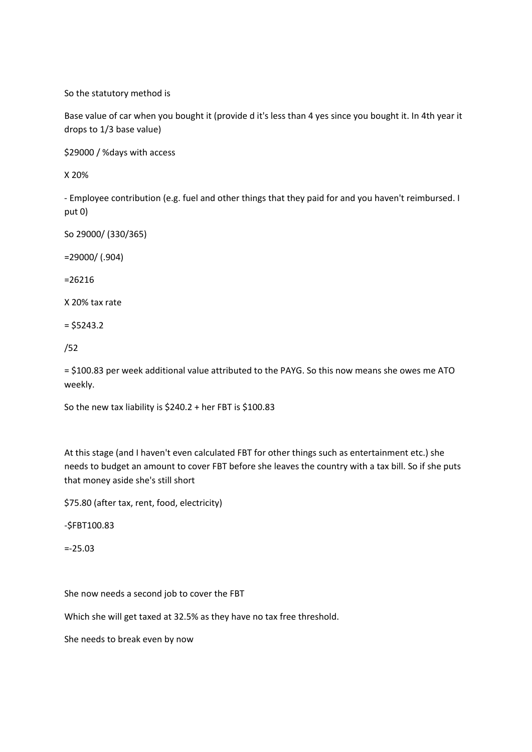So the statutory method is

Base value of car when you bought it (provide d it's less than 4 yes since you bought it. In 4th year it drops to 1/3 base value)

\$29000 / %days with access

X 20%

- Employee contribution (e.g. fuel and other things that they paid for and you haven't reimbursed. I put 0)

So 29000/ (330/365)

=29000/ (.904)

=26216

X 20% tax rate

= \$5243.2

/52

= \$100.83 per week additional value attributed to the PAYG. So this now means she owes me ATO weekly.

So the new tax liability is \$240.2 + her FBT is \$100.83

At this stage (and I haven't even calculated FBT for other things such as entertainment etc.) she needs to budget an amount to cover FBT before she leaves the country with a tax bill. So if she puts that money aside she's still short

\$75.80 (after tax, rent, food, electricity)

-\$FBT100.83

=-25.03

She now needs a second job to cover the FBT

Which she will get taxed at 32.5% as they have no tax free threshold.

She needs to break even by now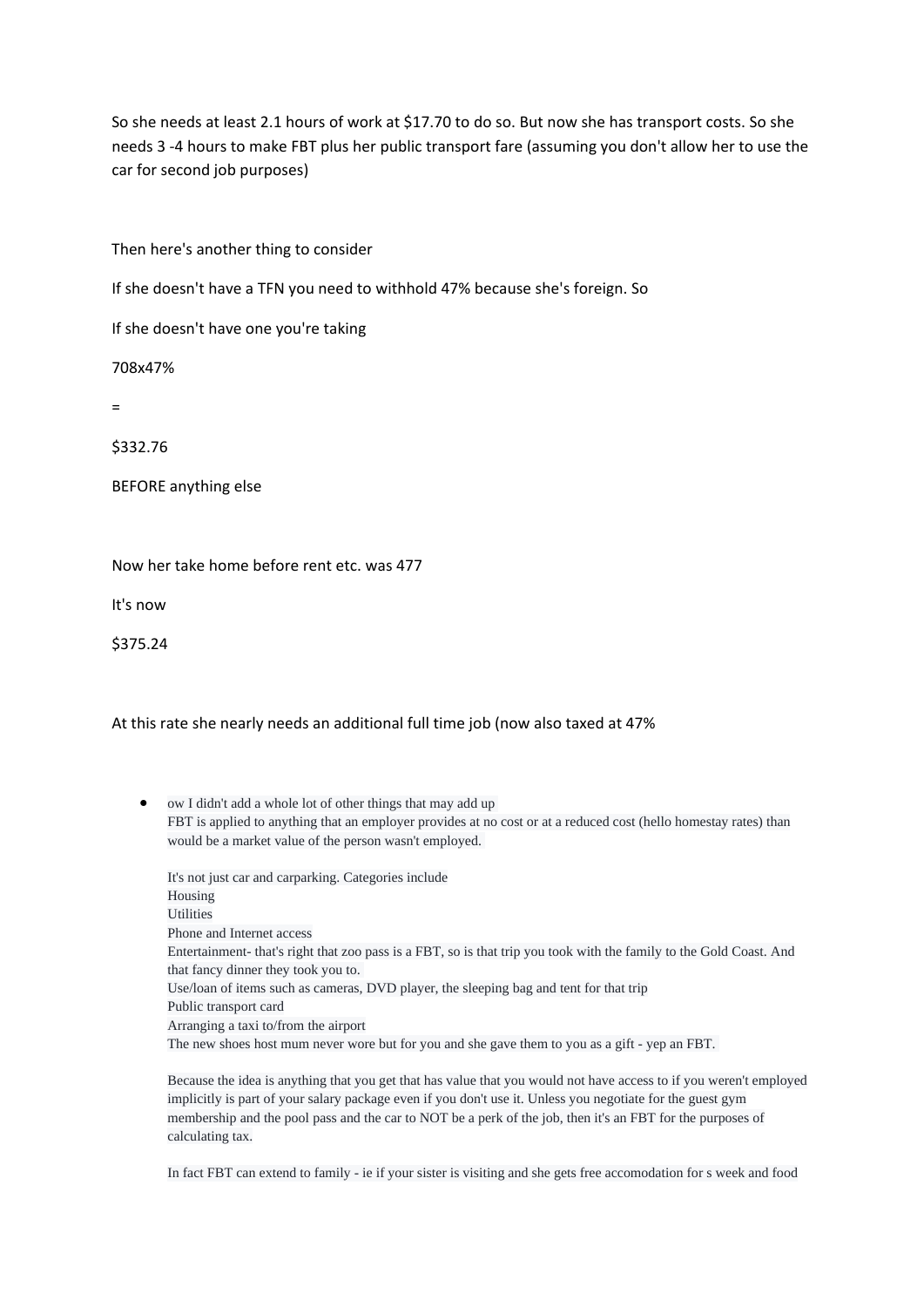So she needs at least 2.1 hours of work at $17.70 to do so. But now she has transport costs. So she needs 3 -4 hours to make FBT plus her public transport fare (assuming you don't allow her to use the car for second job purposes)

Then here's another thing to consider

If she doesn't have a TFN you need to withhold 47% because she's foreign. So

If she doesn't have one you're taking

708x47%

=

$332.76

BEFORE anything else

Now her take home before rent etc. was 477

It's now

$375.24

At this rate she nearly needs an additional full time job (now also taxed at 47%

- ow I didn't add a whole lot of other things that may add up
  FBT is applied to anything that an employer provides at no cost or at a reduced cost (hello homestay rates) than would be a market value of the person wasn't employed.

  It's not just car and carparking. Categories include
  Housing
  Utilities
  Phone and Internet access
  Entertainment- that's right that zoo pass is a FBT, so is that trip you took with the family to the Gold Coast. And that fancy dinner they took you to.
  Use/loan of items such as cameras, DVD player, the sleeping bag and tent for that trip
  Public transport card
  Arranging a taxi to/from the airport
  The new shoes host mum never wore but for you and she gave them to you as a gift - yep an FBT.

  Because the idea is anything that you get that has value that you would not have access to if you weren't employed implicitly is part of your salary package even if you don't use it. Unless you negotiate for the guest gym membership and the pool pass and the car to NOT be a perk of the job, then it's an FBT for the purposes of calculating tax.

  In fact FBT can extend to family - ie if your sister is visiting and she gets free accomodation for s week and food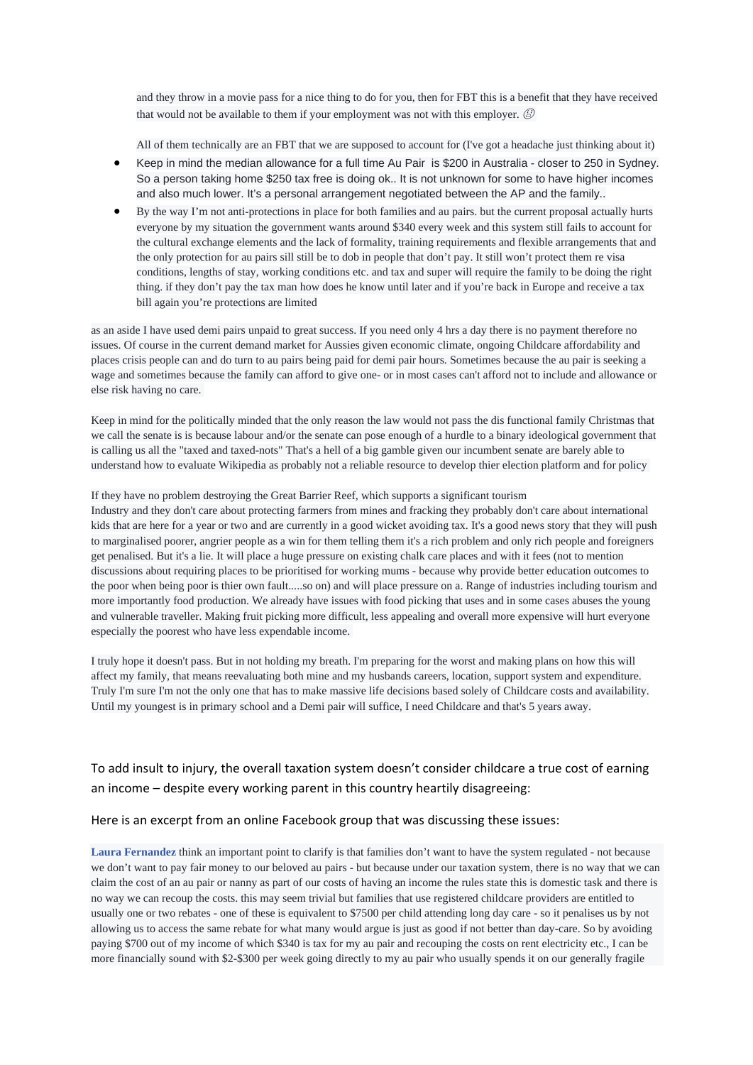and they throw in a movie pass for a nice thing to do for you, then for FBT this is a benefit that they have received that would not be available to them if your employment was not with this employer. 😅

All of them technically are an FBT that we are supposed to account for (I've got a headache just thinking about it)

- Keep in mind the median allowance for a full time Au Pair is $200 in Australia - closer to 250 in Sydney. So a person taking home $250 tax free is doing ok.. It is not unknown for some to have higher incomes and also much lower. It's a personal arrangement negotiated between the AP and the family..
- By the way I'm not anti-protections in place for both families and au pairs. but the current proposal actually hurts everyone by my situation the government wants around $340 every week and this system still fails to account for the cultural exchange elements and the lack of formality, training requirements and flexible arrangements that and the only protection for au pairs sill still be to dob in people that don't pay. It still won't protect them re visa conditions, lengths of stay, working conditions etc. and tax and super will require the family to be doing the right thing. if they don't pay the tax man how does he know until later and if you're back in Europe and receive a tax bill again you're protections are limited

as an aside I have used demi pairs unpaid to great success. If you need only 4 hrs a day there is no payment therefore no issues. Of course in the current demand market for Aussies given economic climate, ongoing Childcare affordability and places crisis people can and do turn to au pairs being paid for demi pair hours. Sometimes because the au pair is seeking a wage and sometimes because the family can afford to give one- or in most cases can't afford not to include and allowance or else risk having no care.

Keep in mind for the politically minded that the only reason the law would not pass the dis functional family Christmas that we call the senate is is because labour and/or the senate can pose enough of a hurdle to a binary ideological government that is calling us all the "taxed and taxed-nots" That's a hell of a big gamble given our incumbent senate are barely able to understand how to evaluate Wikipedia as probably not a reliable resource to develop thier election platform and for policy

If they have no problem destroying the Great Barrier Reef, which supports a significant tourism Industry and they don't care about protecting farmers from mines and fracking they probably don't care about international kids that are here for a year or two and are currently in a good wicket avoiding tax. It's a good news story that they will push to marginalised poorer, angrier people as a win for them telling them it's a rich problem and only rich people and foreigners get penalised. But it's a lie. It will place a huge pressure on existing chalk care places and with it fees (not to mention discussions about requiring places to be prioritised for working mums - because why provide better education outcomes to the poor when being poor is thier own fault.....so on) and will place pressure on a. Range of industries including tourism and more importantly food production. We already have issues with food picking that uses and in some cases abuses the young and vulnerable traveller. Making fruit picking more difficult, less appealing and overall more expensive will hurt everyone especially the poorest who have less expendable income.

I truly hope it doesn't pass. But in not holding my breath. I'm preparing for the worst and making plans on how this will affect my family, that means reevaluating both mine and my husbands careers, location, support system and expenditure. Truly I'm sure I'm not the only one that has to make massive life decisions based solely of Childcare costs and availability. Until my youngest is in primary school and a Demi pair will suffice, I need Childcare and that's 5 years away.

To add insult to injury, the overall taxation system doesn't consider childcare a true cost of earning an income – despite every working parent in this country heartily disagreeing:

Here is an excerpt from an online Facebook group that was discussing these issues:

**Laura Fernandez** think an important point to clarify is that families don't want to have the system regulated - not because we don't want to pay fair money to our beloved au pairs - but because under our taxation system, there is no way that we can claim the cost of an au pair or nanny as part of our costs of having an income the rules state this is domestic task and there is no way we can recoup the costs. this may seem trivial but families that use registered childcare providers are entitled to usually one or two rebates - one of these is equivalent to $7500 per child attending long day care - so it penalises us by not allowing us to access the same rebate for what many would argue is just as good if not better than day-care. So by avoiding paying $700 out of my income of which $340 is tax for my au pair and recouping the costs on rent electricity etc., I can be more financially sound with $2-$300 per week going directly to my au pair who usually spends it on our generally fragile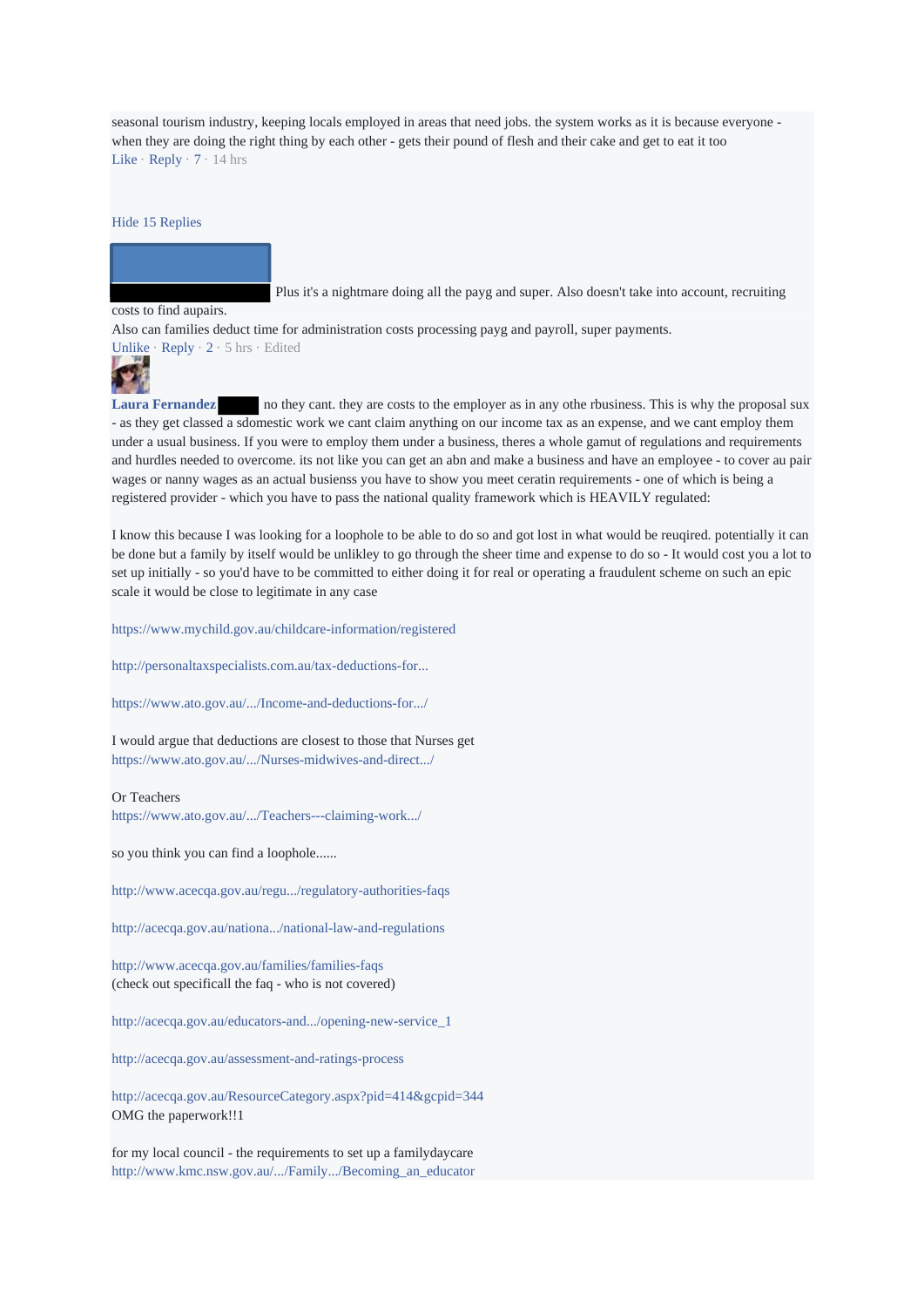seasonal tourism industry, keeping locals employed in areas that need jobs. the system works as it is because everyone - when they are doing the right thing by each other - gets their pound of flesh and their cake and get to eat it too

Like · Reply · 7 · 14 hrs

Hide 15 Replies

Plus it's a nightmare doing all the payg and super. Also doesn't take into account, recruiting costs to find aupairs.

Also can families deduct time for administration costs processing payg and payroll, super payments.

Unlike · Reply · 2 · 5 hrs · Edited

**Laura Fernandez** no they cant. they are costs to the employer as in any othe rbusiness. This is why the proposal sux - as they get classed a sdomestic work we cant claim anything on our income tax as an expense, and we cant employ them under a usual business. If you were to employ them under a business, theres a whole gamut of regulations and requirements and hurdles needed to overcome. its not like you can get an abn and make a business and have an employee - to cover au pair wages or nanny wages as an actual busienss you have to show you meet ceratin requirements - one of which is being a registered provider - which you have to pass the national quality framework which is HEAVILY regulated:

I know this because I was looking for a loophole to be able to do so and got lost in what would be reuqired. potentially it can be done but a family by itself would be unlikley to go through the sheer time and expense to do so - It would cost you a lot to set up initially - so you'd have to be committed to either doing it for real or operating a fraudulent scheme on such an epic scale it would be close to legitimate in any case

https://www.mychild.gov.au/childcare-information/registered

http://personaltaxspecialists.com.au/tax-deductions-for...

https://www.ato.gov.au/.../Income-and-deductions-for.../

I would argue that deductions are closest to those that Nurses get
https://www.ato.gov.au/.../Nurses-midwives-and-direct.../

Or Teachers
https://www.ato.gov.au/.../Teachers---claiming-work.../

so you think you can find a loophole......

http://www.acecqa.gov.au/regu.../regulatory-authorities-faqs

http://acecqa.gov.au/nationa.../national-law-and-regulations

http://www.acecqa.gov.au/families/families-faqs
(check out specificall the faq - who is not covered)

http://acecqa.gov.au/educators-and.../opening-new-service_1

http://acecqa.gov.au/assessment-and-ratings-process

http://acecqa.gov.au/ResourceCategory.aspx?pid=414&gcpid=344
OMG the paperwork!!1

for my local council - the requirements to set up a familydaycare
http://www.kmc.nsw.gov.au/.../Family.../Becoming_an_educator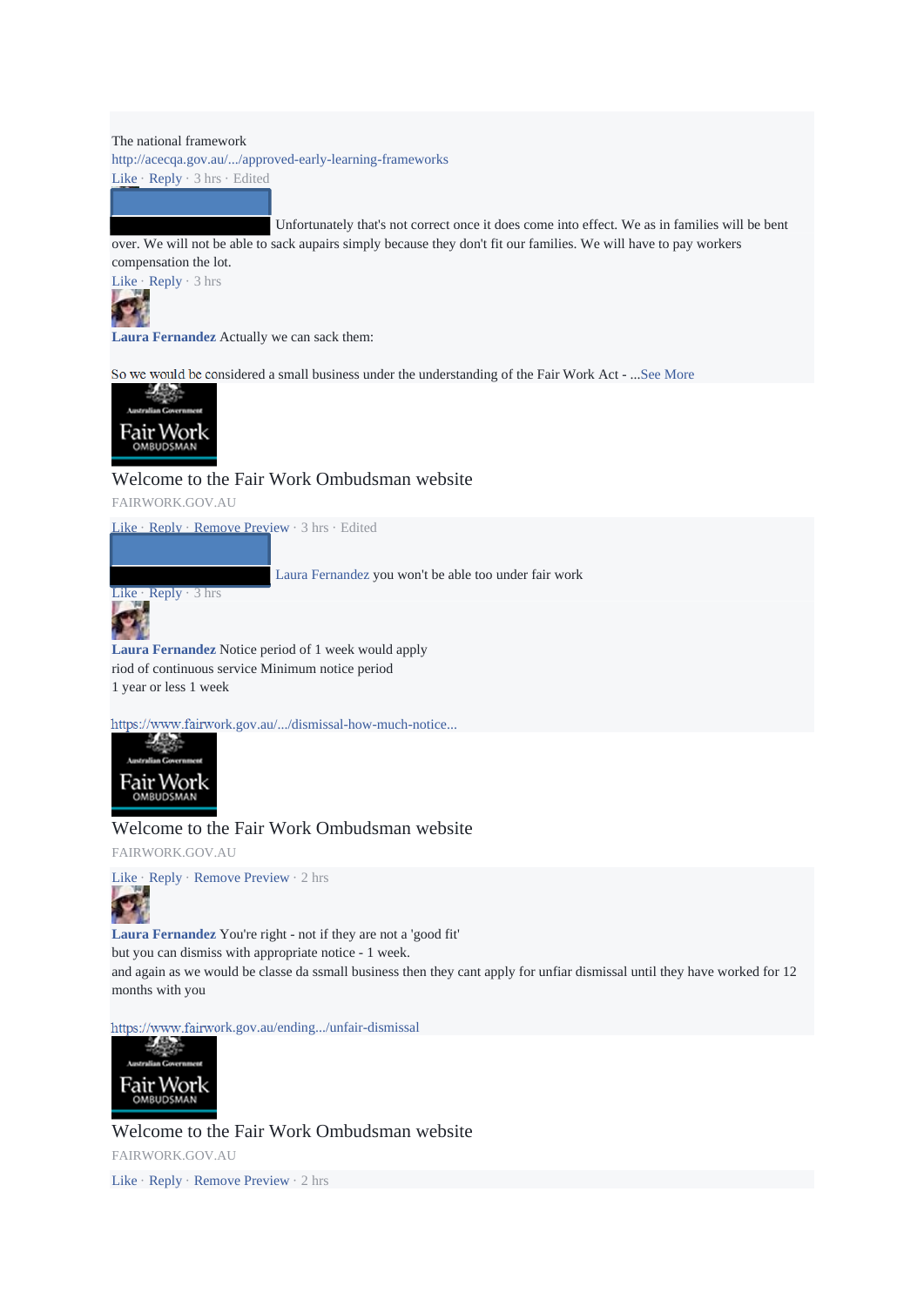The national framework

http://acecqa.gov.au/.../approved-early-learning-frameworks

Like · Reply · 3 hrs · Edited

Unfortunately that's not correct once it does come into effect. We as in families will be bent over. We will not be able to sack aupairs simply because they don't fit our families. We will have to pay workers compensation the lot.

Like · Reply · 3 hrs

**Laura Fernandez** Actually we can sack them:

So we would be considered a small business under the understanding of the Fair Work Act - ...See More

Welcome to the Fair Work Ombudsman website

FAIRWORK.GOV.AU

Like · Reply · Remove Preview · 3 hrs · Edited

Laura Fernandez you won't be able too under fair work

Like · Reply · 3 hrs

**Laura Fernandez** Notice period of 1 week would apply
riod of continuous service Minimum notice period
1 year or less 1 week

https://www.fairwork.gov.au/.../dismissal-how-much-notice...

Welcome to the Fair Work Ombudsman website

FAIRWORK.GOV.AU

Like · Reply · Remove Preview · 2 hrs

**Laura Fernandez** You're right - not if they are not a 'good fit'
but you can dismiss with appropriate notice - 1 week.
and again as we would be classe da ssmall business then they cant apply for unfiar dismissal until they have worked for 12 months with you

https://www.fairwork.gov.au/ending.../unfair-dismissal

Welcome to the Fair Work Ombudsman website

FAIRWORK.GOV.AU

Like · Reply · Remove Preview · 2 hrs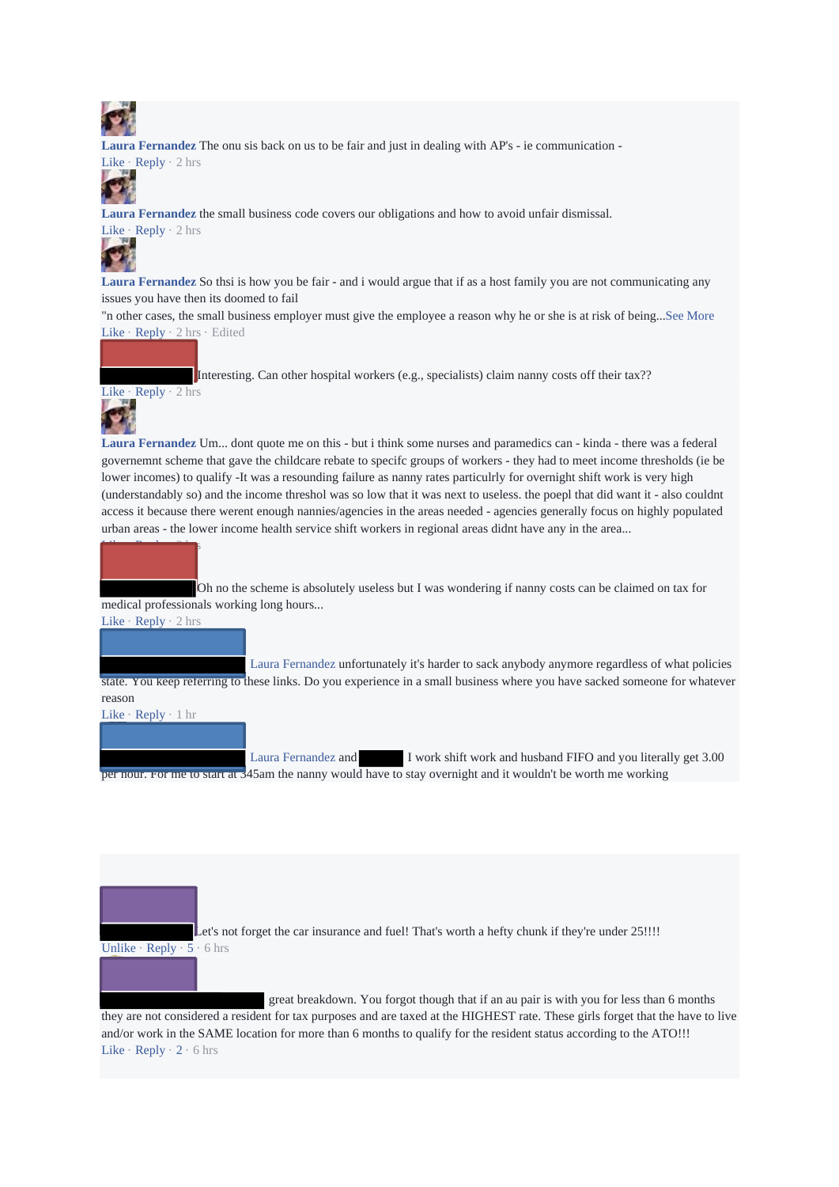**Laura Fernandez** The onu sis back on us to be fair and just in dealing with AP's - ie communication -
Like · Reply · 2 hrs

**Laura Fernandez** the small business code covers our obligations and how to avoid unfair dismissal.
Like · Reply · 2 hrs

**Laura Fernandez** So thsi is how you be fair - and i would argue that if as a host family you are not communicating any issues you have then its doomed to fail
"n other cases, the small business employer must give the employee a reason why he or she is at risk of being...See More
Like · Reply · 2 hrs · Edited

Interesting. Can other hospital workers (e.g., specialists) claim nanny costs off their tax??
Like · Reply · 2 hrs

**Laura Fernandez** Um... dont quote me on this - but i think some nurses and paramedics can - kinda - there was a federal governemnt scheme that gave the childcare rebate to specifc groups of workers - they had to meet income thresholds (ie be lower incomes) to qualify -It was a resounding failure as nanny rates particulrly for overnight shift work is very high (understandably so) and the income threshol was so low that it was next to useless. the poepl that did want it - also couldnt access it because there werent enough nannies/agencies in the areas needed - agencies generally focus on highly populated urban areas - the lower income health service shift workers in regional areas didnt have any in the area...

Oh no the scheme is absolutely useless but I was wondering if nanny costs can be claimed on tax for medical professionals working long hours...
Like · Reply · 2 hrs

Laura Fernandez unfortunately it's harder to sack anybody anymore regardless of what policies state. You keep referring to these links. Do you experience in a small business where you have sacked someone for whatever reason
Like · Reply · 1 hr

Laura Fernandez and I work shift work and husband FIFO and you literally get 3.00 per hour. For me to start at 345am the nanny would have to stay overnight and it wouldn't be worth me working

Let's not forget the car insurance and fuel! That's worth a hefty chunk if they're under 25!!!!
Unlike · Reply · 5 · 6 hrs

great breakdown. You forgot though that if an au pair is with you for less than 6 months they are not considered a resident for tax purposes and are taxed at the HIGHEST rate. These girls forget that the have to live and/or work in the SAME location for more than 6 months to qualify for the resident status according to the ATO!!!
Like · Reply · 2 · 6 hrs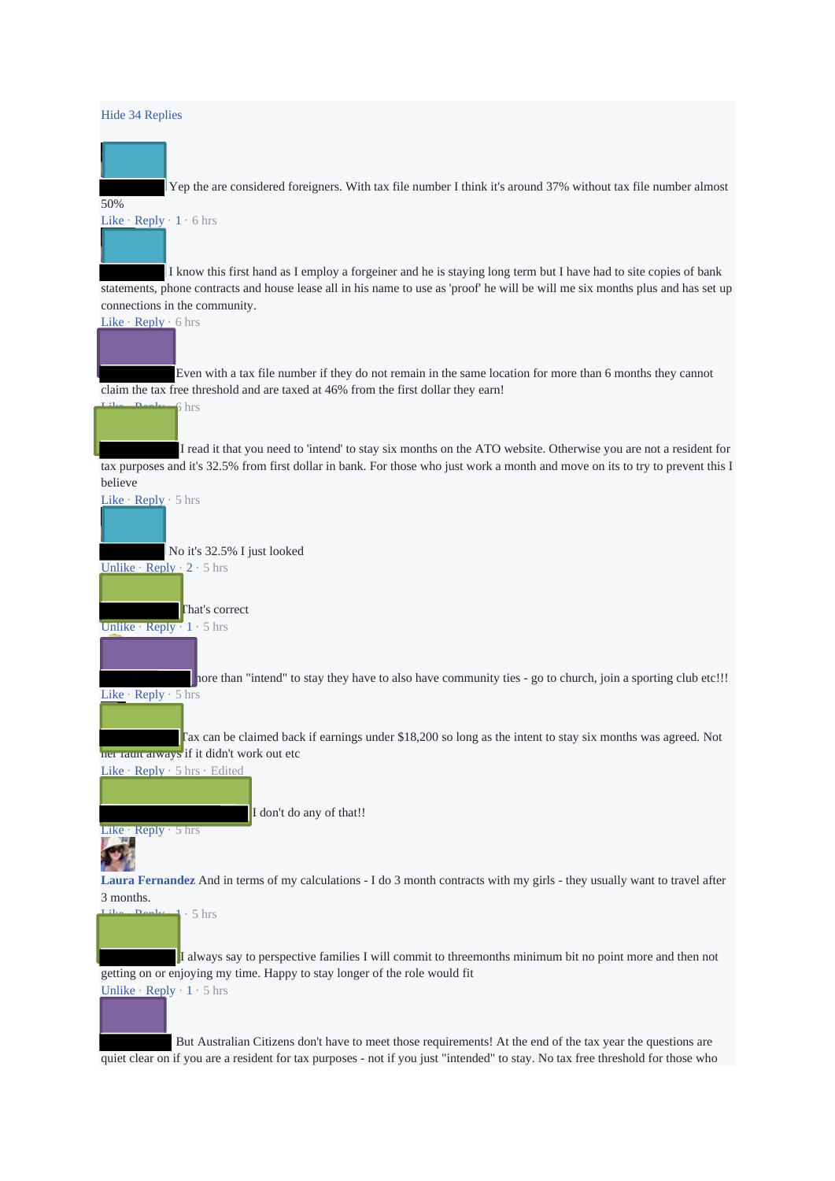Hide 34 Replies

Yep the are considered foreigners. With tax file number I think it's around 37% without tax file number almost 50%

Like · Reply · 1 · 6 hrs

I know this first hand as I employ a forgeiner and he is staying long term but I have had to site copies of bank statements, phone contracts and house lease all in his name to use as 'proof' he will be will me six months plus and has set up connections in the community.

Like · Reply · 6 hrs

Even with a tax file number if they do not remain in the same location for more than 6 months they cannot claim the tax free threshold and are taxed at 46% from the first dollar they earn!

Like · Reply · 6 hrs

I read it that you need to 'intend' to stay six months on the ATO website. Otherwise you are not a resident for tax purposes and it's 32.5% from first dollar in bank. For those who just work a month and move on its to try to prevent this I believe

Like · Reply · 5 hrs

No it's 32.5% I just looked

Unlike · Reply · 2 · 5 hrs

That's correct

Unlike · Reply · 1 · 5 hrs

more than "intend" to stay they have to also have community ties - go to church, join a sporting club etc!!!

Like · Reply · 5 hrs

Tax can be claimed back if earnings under $18,200 so long as the intent to stay six months was agreed. Not her fault always if it didn't work out etc

Like · Reply · 5 hrs · Edited

I don't do any of that!!

Like · Reply · 5 hrs

**Laura Fernandez** And in terms of my calculations - I do 3 month contracts with my girls - they usually want to travel after 3 months.

Like · Reply · 1 · 5 hrs

I always say to perspective families I will commit to threemonths minimum bit no point more and then not getting on or enjoying my time. Happy to stay longer of the role would fit

Unlike · Reply · 1 · 5 hrs

But Australian Citizens don't have to meet those requirements! At the end of the tax year the questions are quiet clear on if you are a resident for tax purposes - not if you just "intended" to stay. No tax free threshold for those who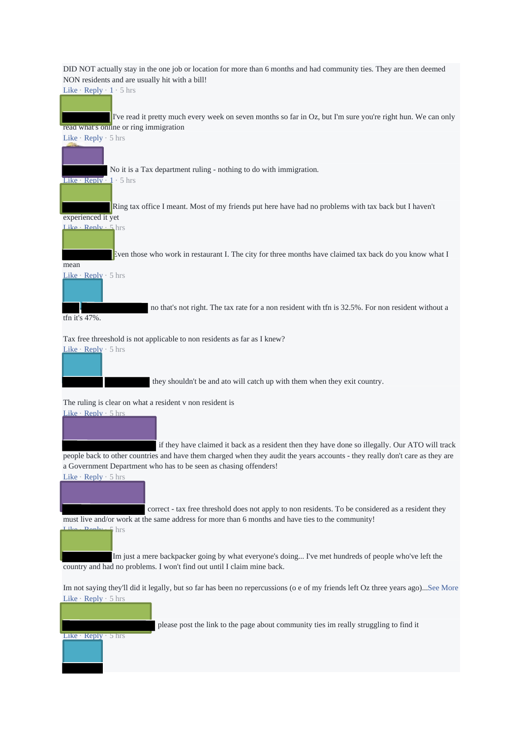DID NOT actually stay in the one job or location for more than 6 months and had community ties. They are then deemed NON residents and are usually hit with a bill!

Like · Reply · 1 · 5 hrs

I've read it pretty much every week on seven months so far in Oz, but I'm sure you're right hun. We can only read what's online or ring immigration

Like · Reply · 5 hrs

No it is a Tax department ruling - nothing to do with immigration.

Like · Reply · 1 · 5 hrs

Ring tax office I meant. Most of my friends put here have had no problems with tax back but I haven't experienced it yet

Like · Reply · 5 hrs

Even those who work in restaurant I. The city for three months have claimed tax back do you know what I mean

Like · Reply · 5 hrs

no that's not right. The tax rate for a non resident with tfn is 32.5%. For non resident without a tfn it's 47%.

Tax free threeshold is not applicable to non residents as far as I knew?

Like · Reply · 5 hrs

they shouldn't be and ato will catch up with them when they exit country.

The ruling is clear on what a resident v non resident is

Like · Reply · 5 hrs

if they have claimed it back as a resident then they have done so illegally. Our ATO will track people back to other countries and have them charged when they audit the years accounts - they really don't care as they are a Government Department who has to be seen as chasing offenders!

Like · Reply · 5 hrs

correct - tax free threshold does not apply to non residents. To be considered as a resident they must live and/or work at the same address for more than 6 months and have ties to the community!

Like · Reply · 5 hrs

Im just a mere backpacker going by what everyone's doing... I've met hundreds of people who've left the country and had no problems. I won't find out until I claim mine back.

Im not saying they'll did it legally, but so far has been no repercussions (o e of my friends left Oz three years ago)...See More

Like · Reply · 5 hrs

please post the link to the page about community ties im really struggling to find it

Like · Reply · 5 hrs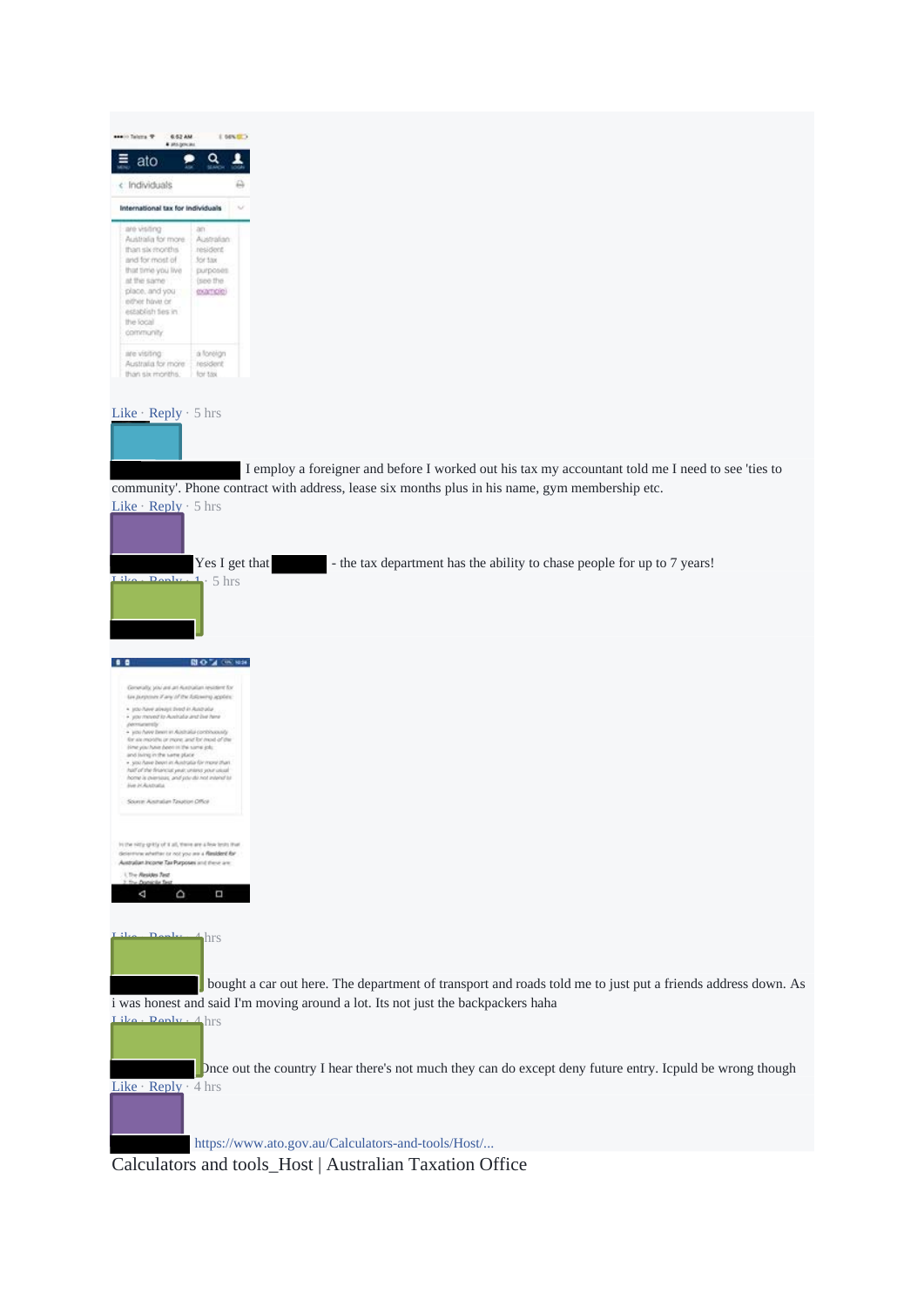Like · Reply · 5 hrs

I employ a foreigner and before I worked out his tax my accountant told me I need to see 'ties to community'. Phone contract with address, lease six months plus in his name, gym membership etc.

Like · Reply · 5 hrs

Yes I get that - the tax department has the ability to chase people for up to 7 years!

Like · Reply · 1 · 5 hrs

Like · Reply · 4 hrs

bought a car out here. The department of transport and roads told me to just put a friends address down. As i was honest and said I'm moving around a lot. Its not just the backpackers haha

Like · Reply · 4 hrs

Once out the country I hear there's not much they can do except deny future entry. Icpuld be wrong though

Like · Reply · 4 hrs

https://www.ato.gov.au/Calculators-and-tools/Host/...

Calculators and tools_Host | Australian Taxation Office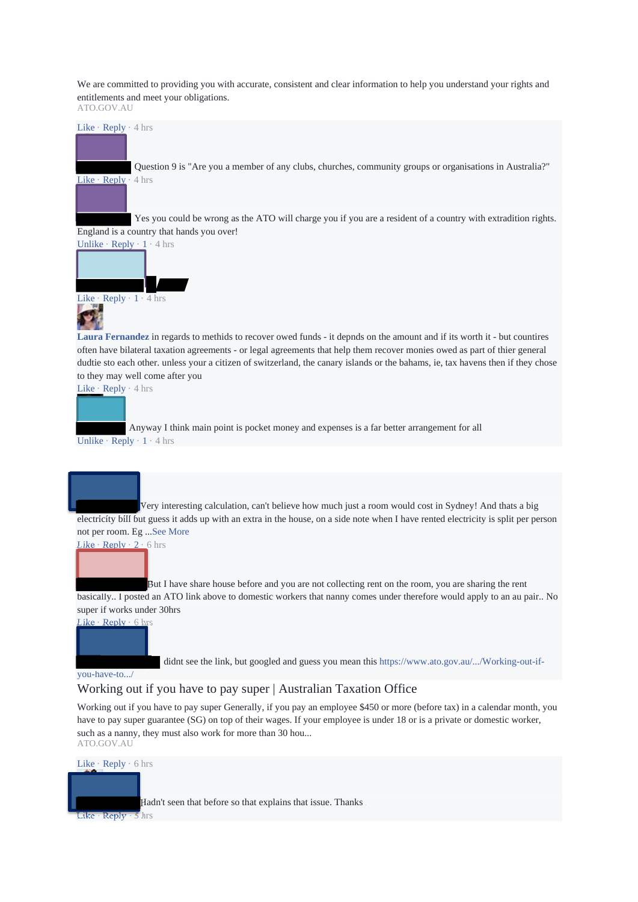We are committed to providing you with accurate, consistent and clear information to help you understand your rights and entitlements and meet your obligations.
ATO.GOV.AU

Like · Reply · 4 hrs

Question 9 is "Are you a member of any clubs, churches, community groups or organisations in Australia?"
Like · Reply · 4 hrs

Yes you could be wrong as the ATO will charge you if you are a resident of a country with extradition rights. England is a country that hands you over!
Unlike · Reply · 1 · 4 hrs

Like · Reply · 1 · 4 hrs

**Laura Fernandez** in regards to methids to recover owed funds - it depnds on the amount and if its worth it - but countires often have bilateral taxation agreements - or legal agreements that help them recover monies owed as part of thier general dudtie sto each other. unless your a citizen of switzerland, the canary islands or the bahams, ie, tax havens then if they chose to they may well come after you
Like · Reply · 4 hrs

Anyway I think main point is pocket money and expenses is a far better arrangement for all
Unlike · Reply · 1 · 4 hrs

Very interesting calculation, can't believe how much just a room would cost in Sydney! And thats a big electricity bill but guess it adds up with an extra in the house, on a side note when I have rented electricity is split per person not per room. Eg ...See More
Like · Reply · 2 · 6 hrs

But I have share house before and you are not collecting rent on the room, you are sharing the rent basically.. I posted an ATO link above to domestic workers that nanny comes under therefore would apply to an au pair.. No super if works under 30hrs
Like · Reply · 6 hrs

didnt see the link, but googled and guess you mean this https://www.ato.gov.au/.../Working-out-if-you-have-to.../

Working out if you have to pay super | Australian Taxation Office

Working out if you have to pay super Generally, if you pay an employee $450 or more (before tax) in a calendar month, you have to pay super guarantee (SG) on top of their wages. If your employee is under 18 or is a private or domestic worker, such as a nanny, they must also work for more than 30 hou...
ATO.GOV.AU

Like · Reply · 6 hrs

Hadn't seen that before so that explains that issue. Thanks
Like · Reply · 5 hrs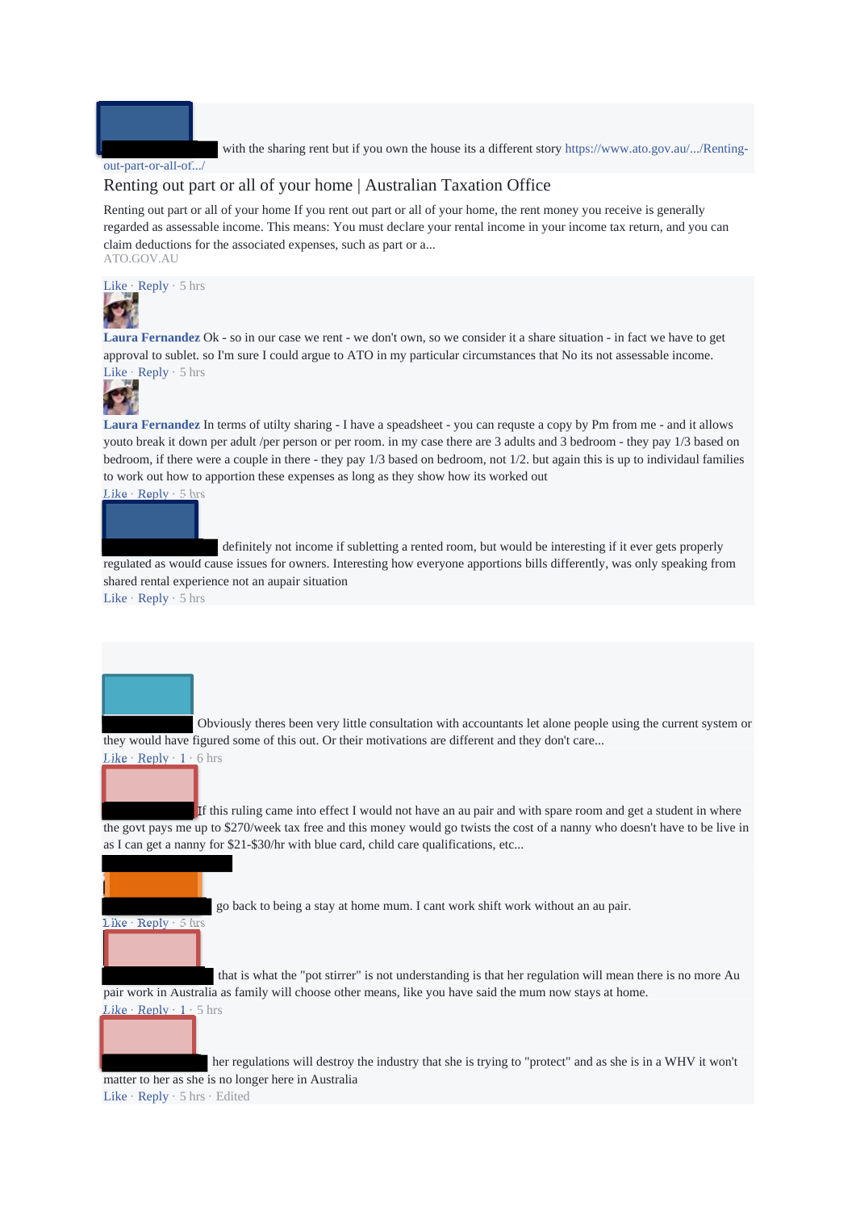with the sharing rent but if you own the house its a different story https://www.ato.gov.au/.../Renting-out-part-or-all-of.../

Renting out part or all of your home | Australian Taxation Office

Renting out part or all of your home If you rent out part or all of your home, the rent money you receive is generally regarded as assessable income. This means: You must declare your rental income in your income tax return, and you can claim deductions for the associated expenses, such as part or a...
ATO.GOV.AU

Like · Reply · 5 hrs

**Laura Fernandez** Ok - so in our case we rent - we don't own, so we consider it a share situation - in fact we have to get approval to sublet. so I'm sure I could argue to ATO in my particular circumstances that No its not assessable income.
Like · Reply · 5 hrs

**Laura Fernandez** In terms of utilty sharing - I have a speadsheet - you can requste a copy by Pm from me - and it allows youto break it down per adult /per person or per room. in my case there are 3 adults and 3 bedroom - they pay 1/3 based on bedroom, if there were a couple in there - they pay 1/3 based on bedroom, not 1/2. but again this is up to individaul families to work out how to apportion these expenses as long as they show how its worked out
Like · Reply · 5 hrs

definitely not income if subletting a rented room, but would be interesting if it ever gets properly regulated as would cause issues for owners. Interesting how everyone apportions bills differently, was only speaking from shared rental experience not an aupair situation
Like · Reply · 5 hrs

Obviously theres been very little consultation with accountants let alone people using the current system or they would have figured some of this out. Or their motivations are different and they don't care...
Like · Reply · 1 · 6 hrs

If this ruling came into effect I would not have an au pair and with spare room and get a student in where the govt pays me up to $270/week tax free and this money would go twists the cost of a nanny who doesn't have to be live in as I can get a nanny for $21-$30/hr with blue card, child care qualifications, etc...

go back to being a stay at home mum. I cant work shift work without an au pair.
Like · Reply · 5 hrs

that is what the "pot stirrer" is not understanding is that her regulation will mean there is no more Au pair work in Australia as family will choose other means, like you have said the mum now stays at home.
Like · Reply · 1 · 5 hrs

her regulations will destroy the industry that she is trying to "protect" and as she is in a WHV it won't matter to her as she is no longer here in Australia
Like · Reply · 5 hrs · Edited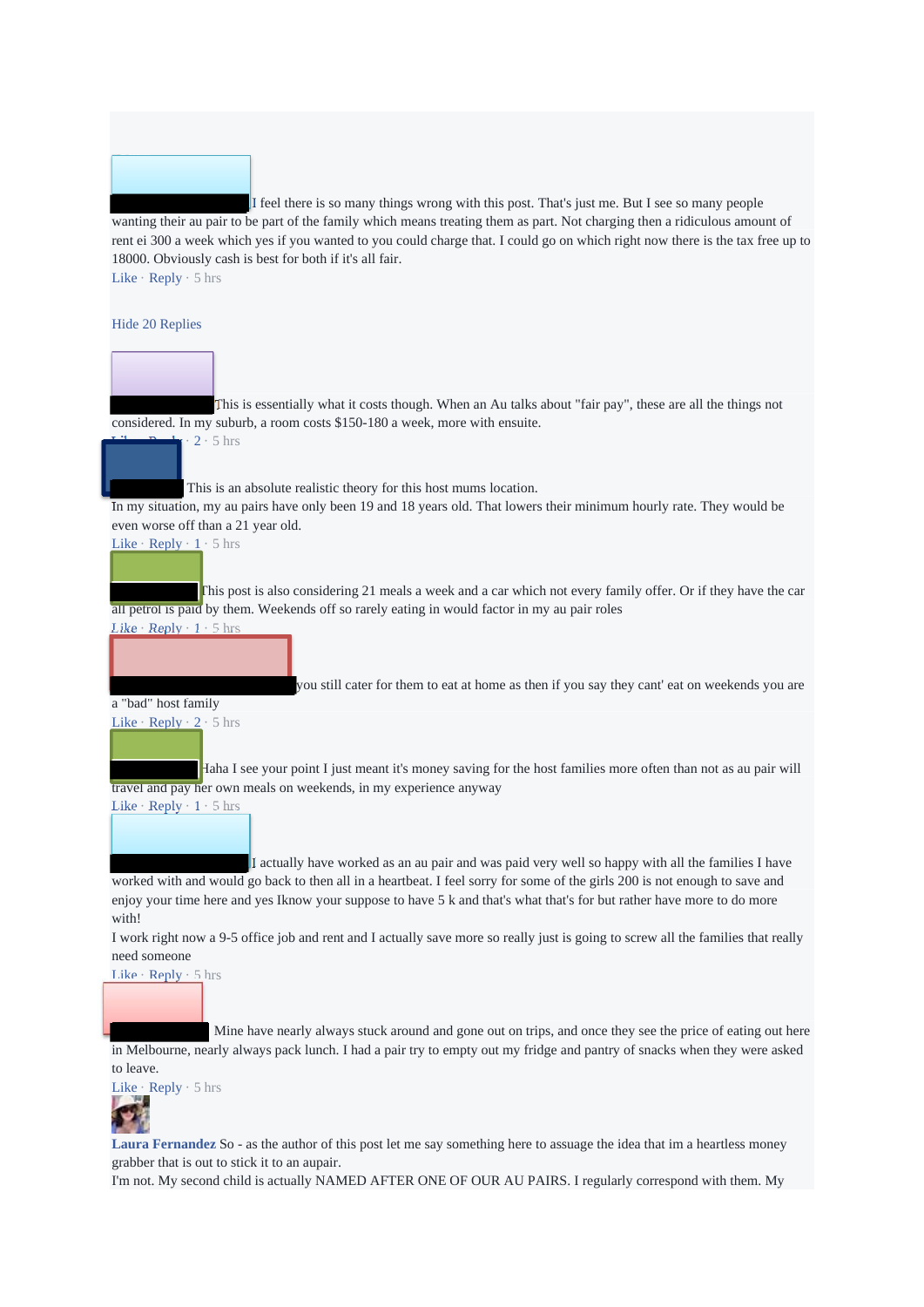I feel there is so many things wrong with this post. That's just me. But I see so many people wanting their au pair to be part of the family which means treating them as part. Not charging then a ridiculous amount of rent ei 300 a week which yes if you wanted to you could charge that. I could go on which right now there is the tax free up to 18000. Obviously cash is best for both if it's all fair.

Like · Reply · 5 hrs

Hide 20 Replies

This is essentially what it costs though. When an Au talks about "fair pay", these are all the things not considered. In my suburb, a room costs $150-180 a week, more with ensuite.

Like · Reply · 2 · 5 hrs

This is an absolute realistic theory for this host mums location.

In my situation, my au pairs have only been 19 and 18 years old. That lowers their minimum hourly rate. They would be even worse off than a 21 year old.

Like · Reply · 1 · 5 hrs

This post is also considering 21 meals a week and a car which not every family offer. Or if they have the car all petrol is paid by them. Weekends off so rarely eating in would factor in my au pair roles

Like · Reply · 1 · 5 hrs

you still cater for them to eat at home as then if you say they cant' eat on weekends you are a "bad" host family

Like · Reply · 2 · 5 hrs

Haha I see your point I just meant it's money saving for the host families more often than not as au pair will travel and pay her own meals on weekends, in my experience anyway

Like · Reply · 1 · 5 hrs

I actually have worked as an au pair and was paid very well so happy with all the families I have worked with and would go back to then all in a heartbeat. I feel sorry for some of the girls 200 is not enough to save and enjoy your time here and yes Iknow your suppose to have 5 k and that's what that's for but rather have more to do more with!

I work right now a 9-5 office job and rent and I actually save more so really just is going to screw all the families that really need someone

Like · Reply · 5 hrs

Mine have nearly always stuck around and gone out on trips, and once they see the price of eating out here in Melbourne, nearly always pack lunch. I had a pair try to empty out my fridge and pantry of snacks when they were asked to leave.

Like · Reply · 5 hrs

**Laura Fernandez** So - as the author of this post let me say something here to assuage the idea that im a heartless money grabber that is out to stick it to an aupair.

I'm not. My second child is actually NAMED AFTER ONE OF OUR AU PAIRS. I regularly correspond with them. My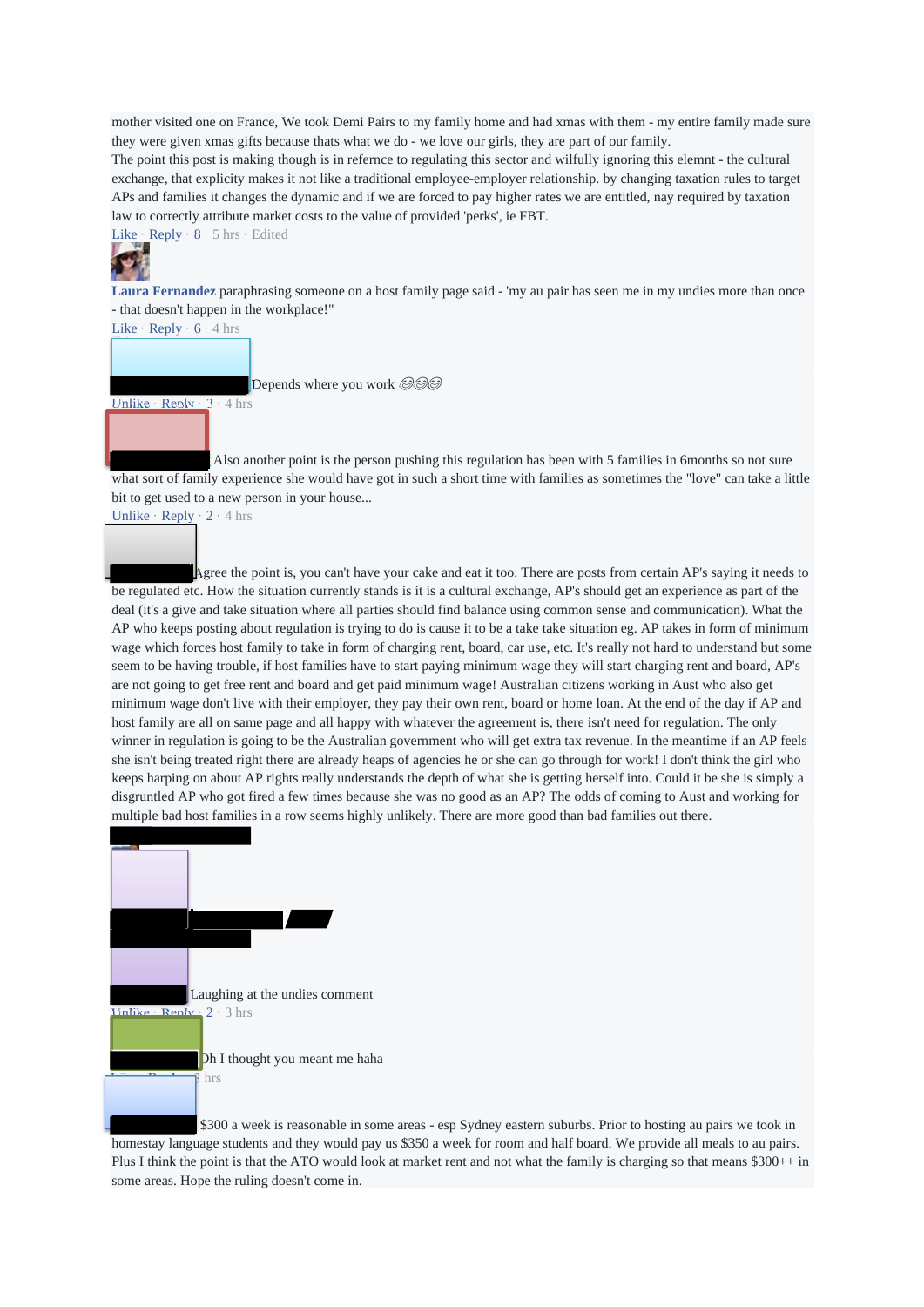mother visited one on France, We took Demi Pairs to my family home and had xmas with them - my entire family made sure they were given xmas gifts because thats what we do - we love our girls, they are part of our family.
The point this post is making though is in refernce to regulating this sector and wilfully ignoring this elemnt - the cultural exchange, that explicity makes it not like a traditional employee-employer relationship. by changing taxation rules to target APs and families it changes the dynamic and if we are forced to pay higher rates we are entitled, nay required by taxation law to correctly attribute market costs to the value of provided 'perks', ie FBT.

Like · Reply · 8 · 5 hrs · Edited

**Laura Fernandez** paraphrasing someone on a host family page said - 'my au pair has seen me in my undies more than once - that doesn't happen in the workplace!"

Like · Reply · 6 · 4 hrs

Depends where you work 😂😂😂

Unlike · Reply · 3 · 4 hrs

Also another point is the person pushing this regulation has been with 5 families in 6months so not sure what sort of family experience she would have got in such a short time with families as sometimes the "love" can take a little bit to get used to a new person in your house...

Unlike · Reply · 2 · 4 hrs

Agree the point is, you can't have your cake and eat it too. There are posts from certain AP's saying it needs to be regulated etc. How the situation currently stands is it is a cultural exchange, AP's should get an experience as part of the deal (it's a give and take situation where all parties should find balance using common sense and communication). What the AP who keeps posting about regulation is trying to do is cause it to be a take take situation eg. AP takes in form of minimum wage which forces host family to take in form of charging rent, board, car use, etc. It's really not hard to understand but some seem to be having trouble, if host families have to start paying minimum wage they will start charging rent and board, AP's are not going to get free rent and board and get paid minimum wage! Australian citizens working in Aust who also get minimum wage don't live with their employer, they pay their own rent, board or home loan. At the end of the day if AP and host family are all on same page and all happy with whatever the agreement is, there isn't need for regulation. The only winner in regulation is going to be the Australian government who will get extra tax revenue. In the meantime if an AP feels she isn't being treated right there are already heaps of agencies he or she can go through for work! I don't think the girl who keeps harping on about AP rights really understands the depth of what she is getting herself into. Could it be she is simply a disgruntled AP who got fired a few times because she was no good as an AP? The odds of coming to Aust and working for multiple bad host families in a row seems highly unlikely. There are more good than bad families out there.

Laughing at the undies comment

Unlike · Reply · 2 · 3 hrs

Oh I thought you meant me haha

Like · Reply · 3 hrs

$300 a week is reasonable in some areas - esp Sydney eastern suburbs. Prior to hosting au pairs we took in homestay language students and they would pay us $350 a week for room and half board. We provide all meals to au pairs. Plus I think the point is that the ATO would look at market rent and not what the family is charging so that means $300++ in some areas. Hope the ruling doesn't come in.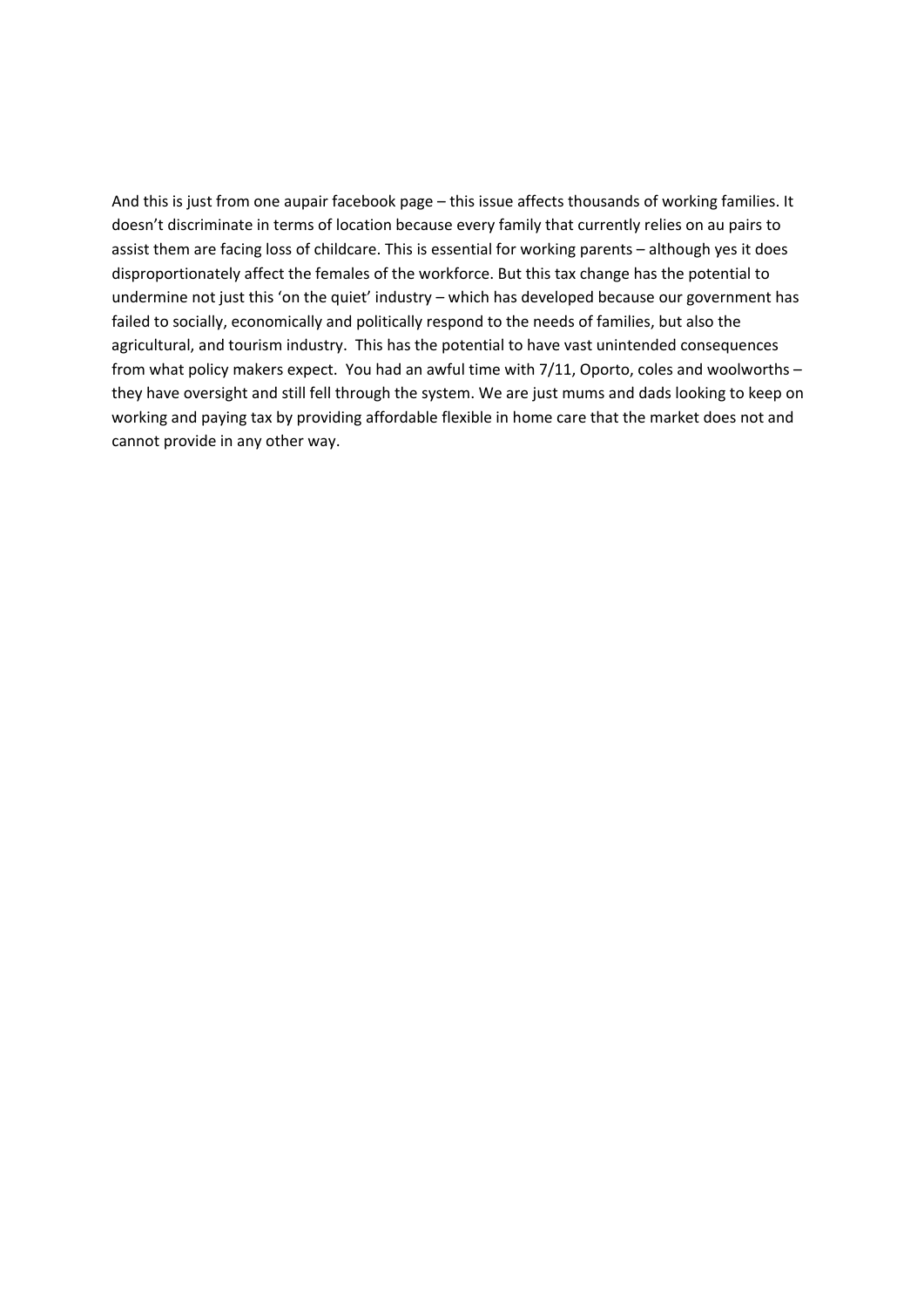And this is just from one aupair facebook page – this issue affects thousands of working families. It doesn't discriminate in terms of location because every family that currently relies on au pairs to assist them are facing loss of childcare. This is essential for working parents – although yes it does disproportionately affect the females of the workforce. But this tax change has the potential to undermine not just this 'on the quiet' industry – which has developed because our government has failed to socially, economically and politically respond to the needs of families, but also the agricultural, and tourism industry. This has the potential to have vast unintended consequences from what policy makers expect. You had an awful time with 7/11, Oporto, coles and woolworths – they have oversight and still fell through the system. We are just mums and dads looking to keep on working and paying tax by providing affordable flexible in home care that the market does not and cannot provide in any other way.